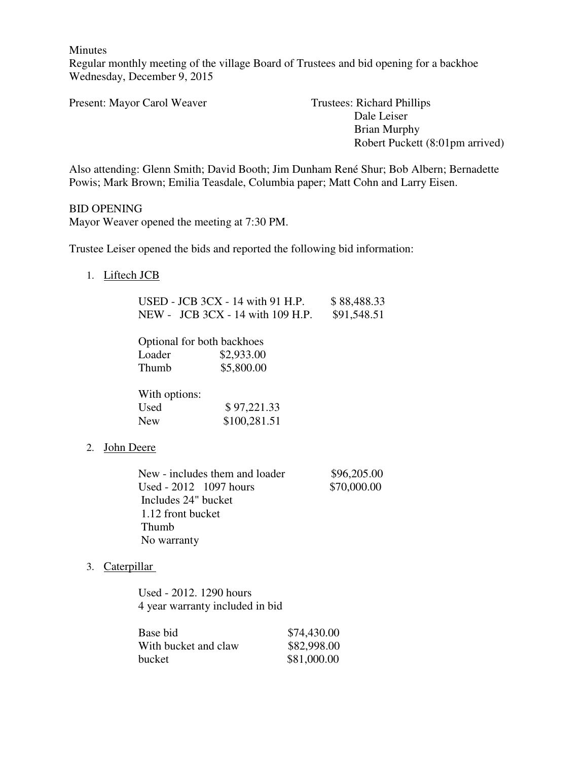Minutes

Regular monthly meeting of the village Board of Trustees and bid opening for a backhoe

Wednesday, December 9, 2015

Present: Mayor Carol Weaver

Trustees: Richard Phillips
Dale Leiser
Brian Murphy
Robert Puckett (8:01pm arrived)

Also attending: Glenn Smith; David Booth; Jim Dunham René Shur; Bob Albern; Bernadette Powis; Mark Brown; Emilia Teasdale, Columbia paper; Matt Cohn and Larry Eisen.

BID OPENING

Mayor Weaver opened the meeting at 7:30 PM.

Trustee Leiser opened the bids and reported the following bid information:

1. Liftech JCB

   | | |
   |---|---|
   | USED - JCB 3CX - 14 with 91 H.P. | $ 88,488.33 |
   | NEW - JCB 3CX - 14 with 109 H.P. | $91,548.51 |

   Optional for both backhoes

   | | |
   |---|---|
   | Loader | $2,933.00 |
   | Thumb | $5,800.00 |

   With options:

   | | |
   |---|---|
   | Used | $ 97,221.33 |
   | New | $100,281.51 |

2. John Deere

   | | |
   |---|---|
   | New - includes them and loader | $96,205.00 |
   | Used - 2012 1097 hours | $70,000.00 |

   Includes 24" bucket
   1.12 front bucket
   Thumb
   No warranty

3. Caterpillar

   Used - 2012. 1290 hours
   4 year warranty included in bid

   | | |
   |---|---|
   | Base bid | $74,430.00 |
   | With bucket and claw | $82,998.00 |
   | bucket | $81,000.00 |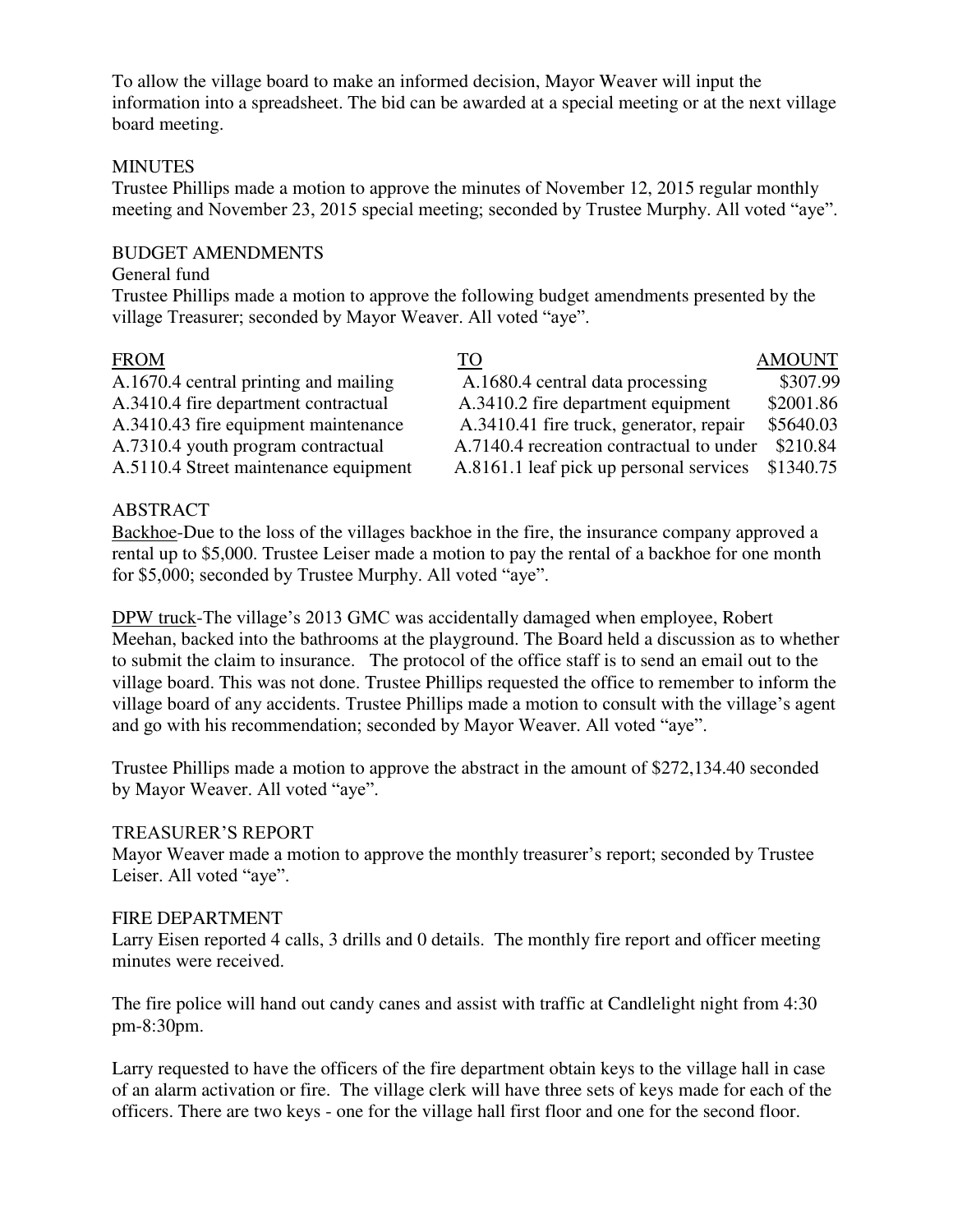To allow the village board to make an informed decision, Mayor Weaver will input the information into a spreadsheet. The bid can be awarded at a special meeting or at the next village board meeting.

MINUTES

Trustee Phillips made a motion to approve the minutes of November 12, 2015 regular monthly meeting and November 23, 2015 special meeting; seconded by Trustee Murphy. All voted "aye".

BUDGET AMENDMENTS

General fund

Trustee Phillips made a motion to approve the following budget amendments presented by the village Treasurer; seconded by Mayor Weaver. All voted "aye".

| FROM | TO | AMOUNT |
|---|---|---|
| A.1670.4 central printing and mailing | A.1680.4 central data processing | $307.99 |
| A.3410.4 fire department contractual | A.3410.2 fire department equipment | $2001.86 |
| A.3410.43 fire equipment maintenance | A.3410.41 fire truck, generator, repair | $5640.03 |
| A.7310.4 youth program contractual | A.7140.4 recreation contractual to under | $210.84 |
| A.5110.4 Street maintenance equipment | A.8161.1 leaf pick up personal services | $1340.75 |

ABSTRACT

Backhoe-Due to the loss of the villages backhoe in the fire, the insurance company approved a rental up to $5,000. Trustee Leiser made a motion to pay the rental of a backhoe for one month for $5,000; seconded by Trustee Murphy. All voted "aye".

DPW truck-The village's 2013 GMC was accidentally damaged when employee, Robert Meehan, backed into the bathrooms at the playground. The Board held a discussion as to whether to submit the claim to insurance. The protocol of the office staff is to send an email out to the village board. This was not done. Trustee Phillips requested the office to remember to inform the village board of any accidents. Trustee Phillips made a motion to consult with the village's agent and go with his recommendation; seconded by Mayor Weaver. All voted "aye".

Trustee Phillips made a motion to approve the abstract in the amount of $272,134.40 seconded by Mayor Weaver. All voted "aye".

TREASURER'S REPORT

Mayor Weaver made a motion to approve the monthly treasurer's report; seconded by Trustee Leiser. All voted "aye".

FIRE DEPARTMENT

Larry Eisen reported 4 calls, 3 drills and 0 details. The monthly fire report and officer meeting minutes were received.

The fire police will hand out candy canes and assist with traffic at Candlelight night from 4:30 pm-8:30pm.

Larry requested to have the officers of the fire department obtain keys to the village hall in case of an alarm activation or fire. The village clerk will have three sets of keys made for each of the officers. There are two keys - one for the village hall first floor and one for the second floor.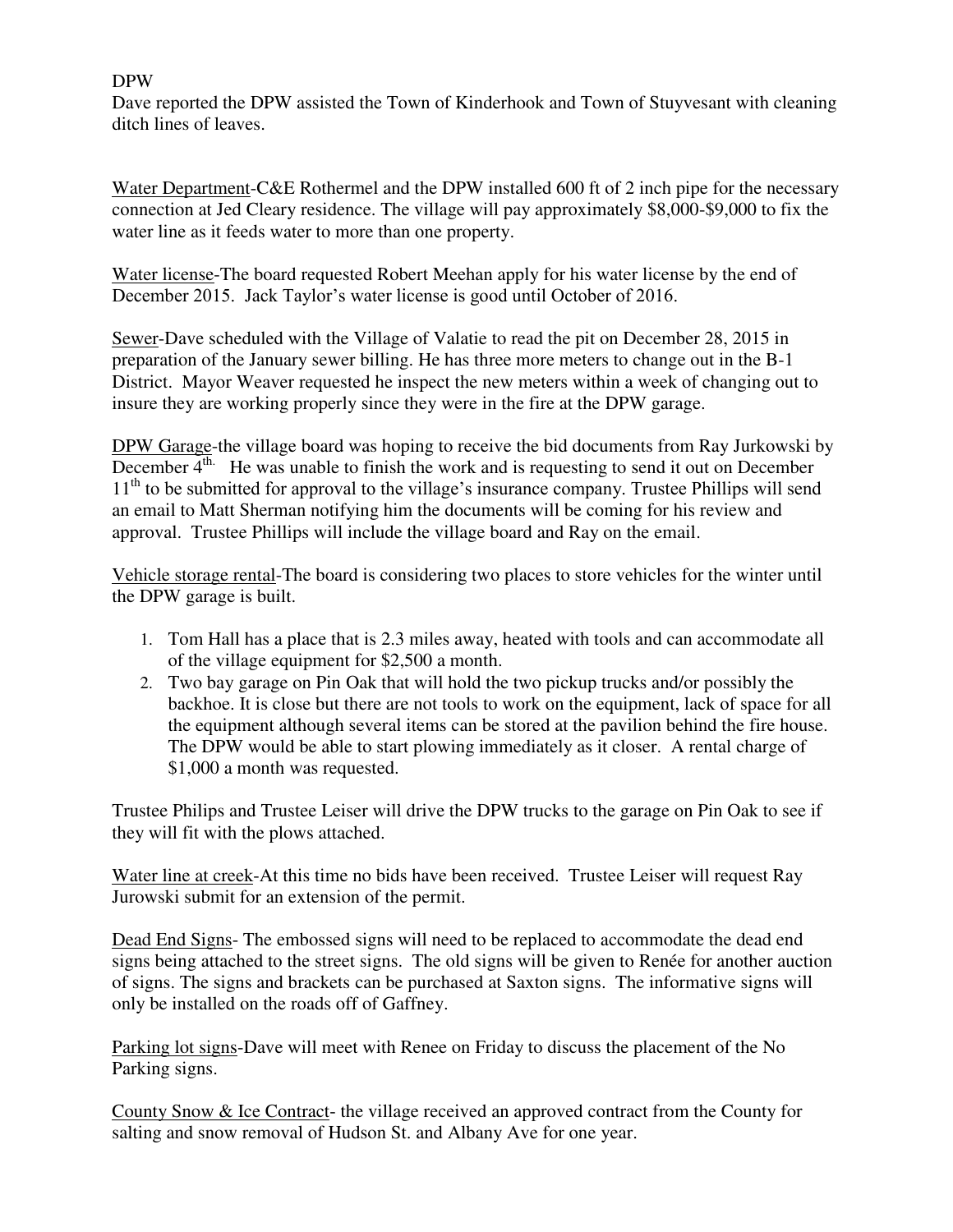DPW

Dave reported the DPW assisted the Town of Kinderhook and Town of Stuyvesant with cleaning ditch lines of leaves.

Water Department-C&E Rothermel and the DPW installed 600 ft of 2 inch pipe for the necessary connection at Jed Cleary residence. The village will pay approximately $8,000-$9,000 to fix the water line as it feeds water to more than one property.

Water license-The board requested Robert Meehan apply for his water license by the end of December 2015. Jack Taylor's water license is good until October of 2016.

Sewer-Dave scheduled with the Village of Valatie to read the pit on December 28, 2015 in preparation of the January sewer billing. He has three more meters to change out in the B-1 District. Mayor Weaver requested he inspect the new meters within a week of changing out to insure they are working properly since they were in the fire at the DPW garage.

DPW Garage-the village board was hoping to receive the bid documents from Ray Jurkowski by December 4th. He was unable to finish the work and is requesting to send it out on December 11th to be submitted for approval to the village's insurance company. Trustee Phillips will send an email to Matt Sherman notifying him the documents will be coming for his review and approval. Trustee Phillips will include the village board and Ray on the email.

Vehicle storage rental-The board is considering two places to store vehicles for the winter until the DPW garage is built.

1. Tom Hall has a place that is 2.3 miles away, heated with tools and can accommodate all of the village equipment for $2,500 a month.
2. Two bay garage on Pin Oak that will hold the two pickup trucks and/or possibly the backhoe. It is close but there are not tools to work on the equipment, lack of space for all the equipment although several items can be stored at the pavilion behind the fire house. The DPW would be able to start plowing immediately as it closer. A rental charge of $1,000 a month was requested.

Trustee Philips and Trustee Leiser will drive the DPW trucks to the garage on Pin Oak to see if they will fit with the plows attached.

Water line at creek-At this time no bids have been received. Trustee Leiser will request Ray Jurowski submit for an extension of the permit.

Dead End Signs- The embossed signs will need to be replaced to accommodate the dead end signs being attached to the street signs. The old signs will be given to Renée for another auction of signs. The signs and brackets can be purchased at Saxton signs. The informative signs will only be installed on the roads off of Gaffney.

Parking lot signs-Dave will meet with Renee on Friday to discuss the placement of the No Parking signs.

County Snow & Ice Contract- the village received an approved contract from the County for salting and snow removal of Hudson St. and Albany Ave for one year.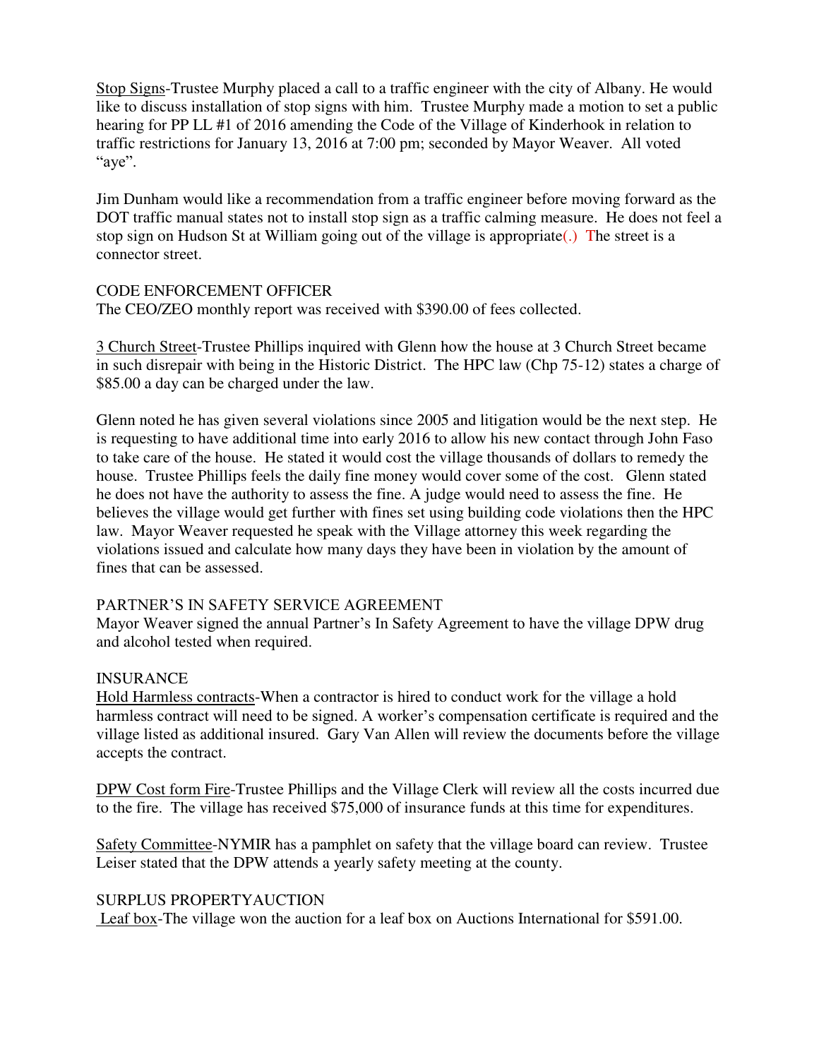Stop Signs-Trustee Murphy placed a call to a traffic engineer with the city of Albany. He would like to discuss installation of stop signs with him. Trustee Murphy made a motion to set a public hearing for PP LL #1 of 2016 amending the Code of the Village of Kinderhook in relation to traffic restrictions for January 13, 2016 at 7:00 pm; seconded by Mayor Weaver. All voted "aye".

Jim Dunham would like a recommendation from a traffic engineer before moving forward as the DOT traffic manual states not to install stop sign as a traffic calming measure. He does not feel a stop sign on Hudson St at William going out of the village is appropriate(.) The street is a connector street.

CODE ENFORCEMENT OFFICER

The CEO/ZEO monthly report was received with $390.00 of fees collected.

3 Church Street-Trustee Phillips inquired with Glenn how the house at 3 Church Street became in such disrepair with being in the Historic District. The HPC law (Chp 75-12) states a charge of $85.00 a day can be charged under the law.

Glenn noted he has given several violations since 2005 and litigation would be the next step. He is requesting to have additional time into early 2016 to allow his new contact through John Faso to take care of the house. He stated it would cost the village thousands of dollars to remedy the house. Trustee Phillips feels the daily fine money would cover some of the cost. Glenn stated he does not have the authority to assess the fine. A judge would need to assess the fine. He believes the village would get further with fines set using building code violations then the HPC law. Mayor Weaver requested he speak with the Village attorney this week regarding the violations issued and calculate how many days they have been in violation by the amount of fines that can be assessed.

PARTNER'S IN SAFETY SERVICE AGREEMENT

Mayor Weaver signed the annual Partner's In Safety Agreement to have the village DPW drug and alcohol tested when required.

INSURANCE

Hold Harmless contracts-When a contractor is hired to conduct work for the village a hold harmless contract will need to be signed. A worker's compensation certificate is required and the village listed as additional insured. Gary Van Allen will review the documents before the village accepts the contract.

DPW Cost form Fire-Trustee Phillips and the Village Clerk will review all the costs incurred due to the fire. The village has received $75,000 of insurance funds at this time for expenditures.

Safety Committee-NYMIR has a pamphlet on safety that the village board can review. Trustee Leiser stated that the DPW attends a yearly safety meeting at the county.

SURPLUS PROPERTYAUCTION

Leaf box-The village won the auction for a leaf box on Auctions International for $591.00.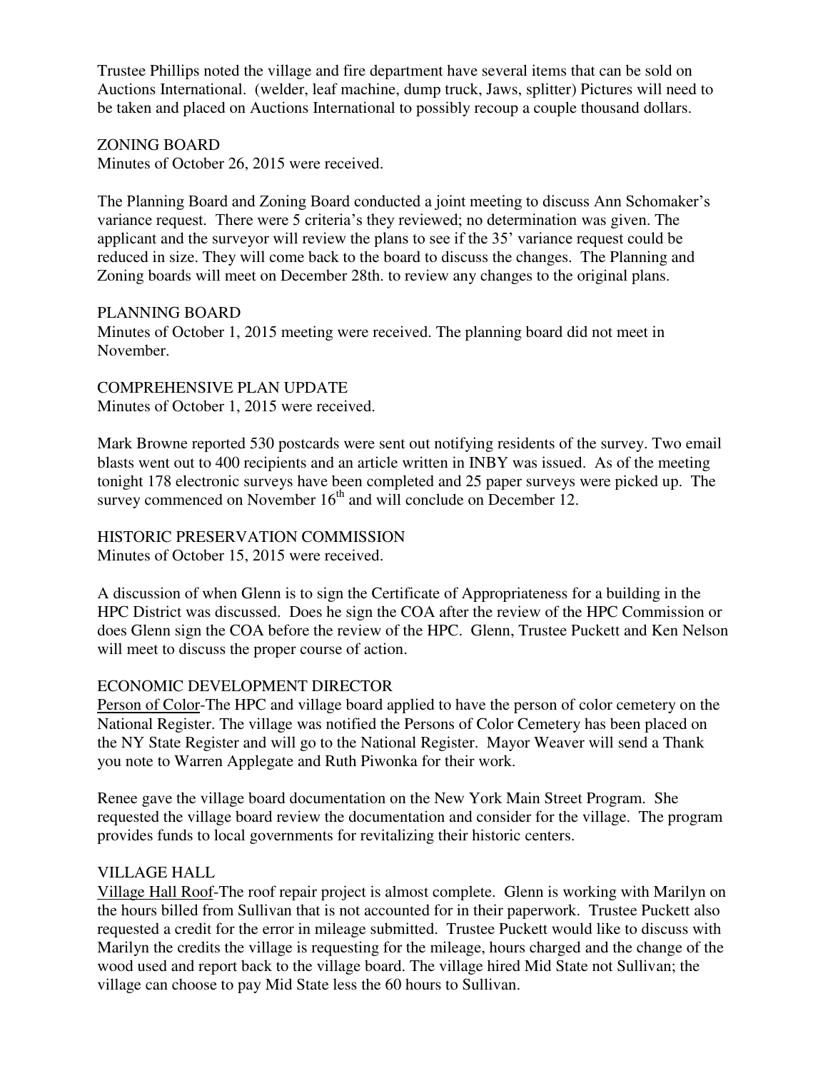Trustee Phillips noted the village and fire department have several items that can be sold on Auctions International. (welder, leaf machine, dump truck, Jaws, splitter) Pictures will need to be taken and placed on Auctions International to possibly recoup a couple thousand dollars.

ZONING BOARD

Minutes of October 26, 2015 were received.

The Planning Board and Zoning Board conducted a joint meeting to discuss Ann Schomaker's variance request. There were 5 criteria's they reviewed; no determination was given. The applicant and the surveyor will review the plans to see if the 35' variance request could be reduced in size. They will come back to the board to discuss the changes. The Planning and Zoning boards will meet on December 28th. to review any changes to the original plans.

PLANNING BOARD

Minutes of October 1, 2015 meeting were received. The planning board did not meet in November.

COMPREHENSIVE PLAN UPDATE

Minutes of October 1, 2015 were received.

Mark Browne reported 530 postcards were sent out notifying residents of the survey. Two email blasts went out to 400 recipients and an article written in INBY was issued. As of the meeting tonight 178 electronic surveys have been completed and 25 paper surveys were picked up. The survey commenced on November 16th and will conclude on December 12.

HISTORIC PRESERVATION COMMISSION

Minutes of October 15, 2015 were received.

A discussion of when Glenn is to sign the Certificate of Appropriateness for a building in the HPC District was discussed. Does he sign the COA after the review of the HPC Commission or does Glenn sign the COA before the review of the HPC. Glenn, Trustee Puckett and Ken Nelson will meet to discuss the proper course of action.

ECONOMIC DEVELOPMENT DIRECTOR

Person of Color-The HPC and village board applied to have the person of color cemetery on the National Register. The village was notified the Persons of Color Cemetery has been placed on the NY State Register and will go to the National Register. Mayor Weaver will send a Thank you note to Warren Applegate and Ruth Piwonka for their work.

Renee gave the village board documentation on the New York Main Street Program. She requested the village board review the documentation and consider for the village. The program provides funds to local governments for revitalizing their historic centers.

VILLAGE HALL

Village Hall Roof-The roof repair project is almost complete. Glenn is working with Marilyn on the hours billed from Sullivan that is not accounted for in their paperwork. Trustee Puckett also requested a credit for the error in mileage submitted. Trustee Puckett would like to discuss with Marilyn the credits the village is requesting for the mileage, hours charged and the change of the wood used and report back to the village board. The village hired Mid State not Sullivan; the village can choose to pay Mid State less the 60 hours to Sullivan.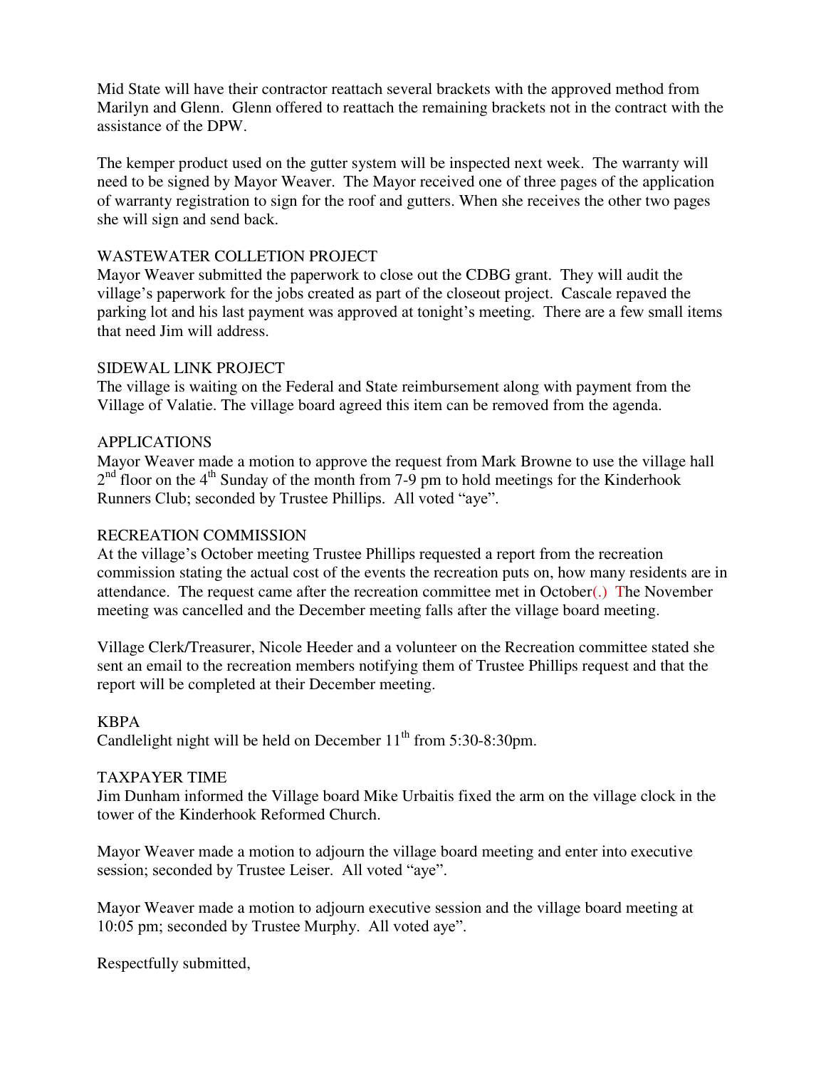Mid State will have their contractor reattach several brackets with the approved method from Marilyn and Glenn. Glenn offered to reattach the remaining brackets not in the contract with the assistance of the DPW.

The kemper product used on the gutter system will be inspected next week. The warranty will need to be signed by Mayor Weaver. The Mayor received one of three pages of the application of warranty registration to sign for the roof and gutters. When she receives the other two pages she will sign and send back.

WASTEWATER COLLETION PROJECT
Mayor Weaver submitted the paperwork to close out the CDBG grant. They will audit the village's paperwork for the jobs created as part of the closeout project. Cascale repaved the parking lot and his last payment was approved at tonight's meeting. There are a few small items that need Jim will address.

SIDEWAL LINK PROJECT
The village is waiting on the Federal and State reimbursement along with payment from the Village of Valatie. The village board agreed this item can be removed from the agenda.

APPLICATIONS
Mayor Weaver made a motion to approve the request from Mark Browne to use the village hall 2nd floor on the 4th Sunday of the month from 7-9 pm to hold meetings for the Kinderhook Runners Club; seconded by Trustee Phillips. All voted "aye".

RECREATION COMMISSION
At the village's October meeting Trustee Phillips requested a report from the recreation commission stating the actual cost of the events the recreation puts on, how many residents are in attendance. The request came after the recreation committee met in October(.) The November meeting was cancelled and the December meeting falls after the village board meeting.

Village Clerk/Treasurer, Nicole Heeder and a volunteer on the Recreation committee stated she sent an email to the recreation members notifying them of Trustee Phillips request and that the report will be completed at their December meeting.

KBPA
Candlelight night will be held on December 11th from 5:30-8:30pm.

TAXPAYER TIME
Jim Dunham informed the Village board Mike Urbaitis fixed the arm on the village clock in the tower of the Kinderhook Reformed Church.

Mayor Weaver made a motion to adjourn the village board meeting and enter into executive session; seconded by Trustee Leiser. All voted "aye".

Mayor Weaver made a motion to adjourn executive session and the village board meeting at 10:05 pm; seconded by Trustee Murphy. All voted aye".

Respectfully submitted,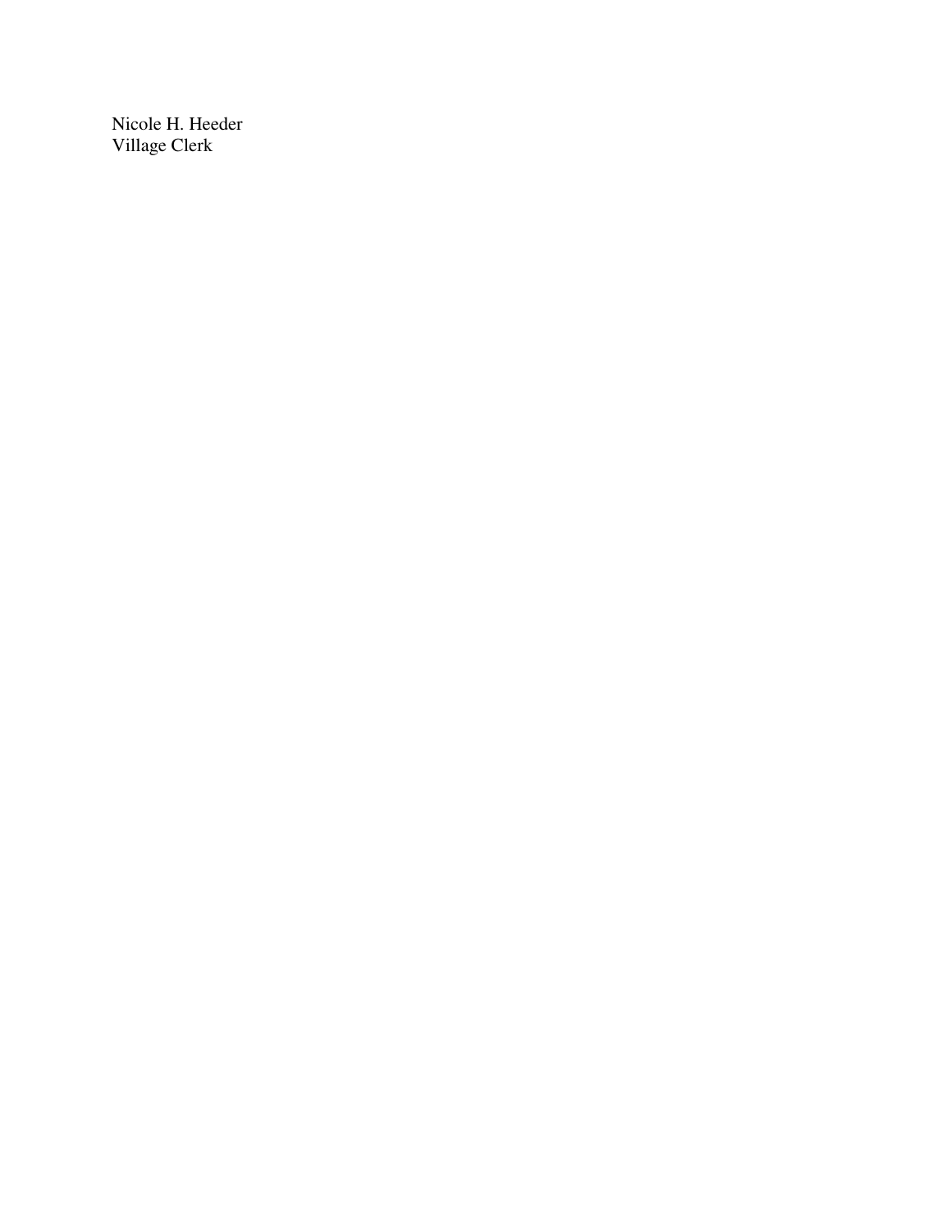Nicole H. Heeder
Village Clerk